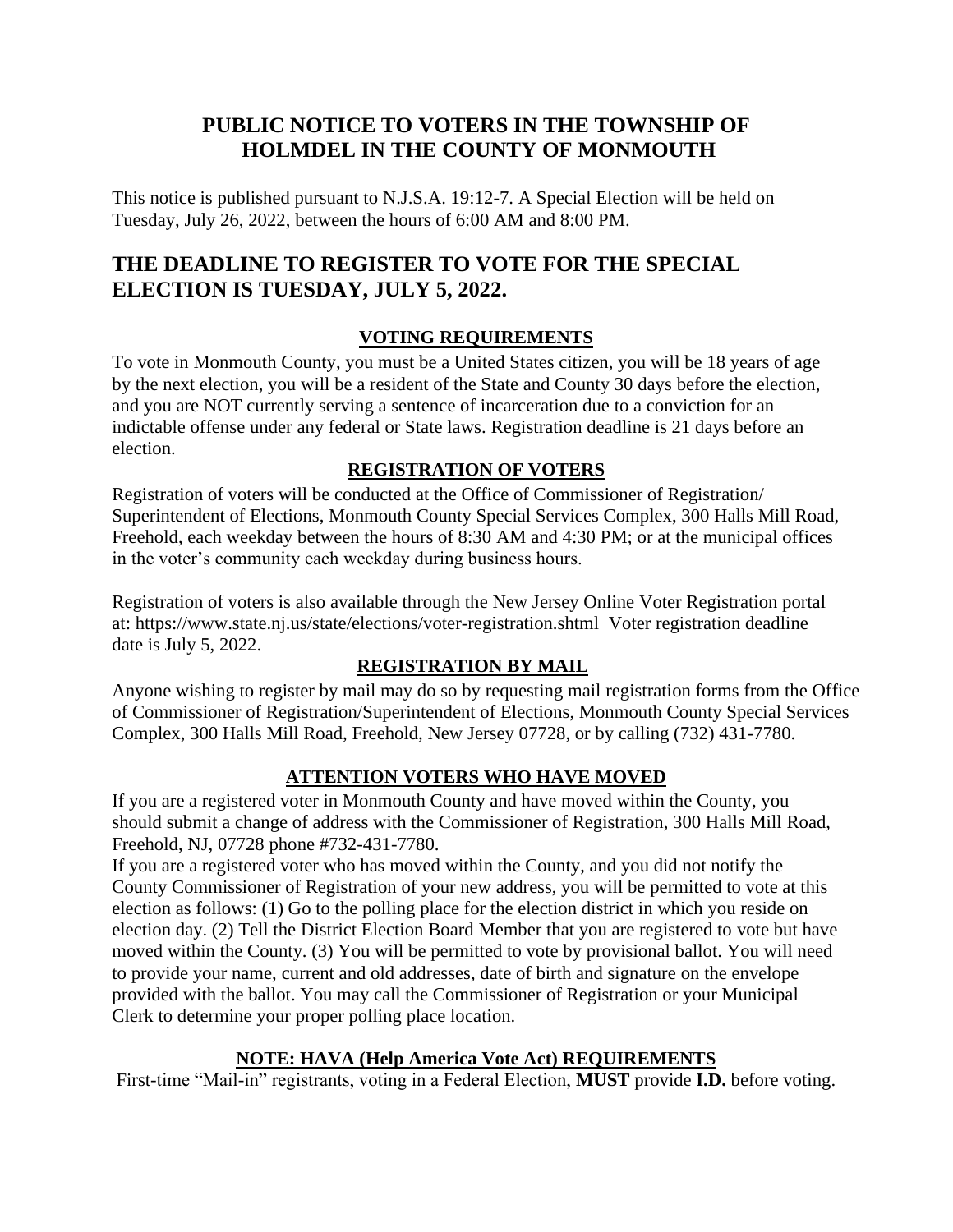# PUBLIC NOTICE TO VOTERS IN THE TOWNSHIP OF HOLMDEL IN THE COUNTY OF MONMOUTH

This notice is published pursuant to N.J.S.A. 19:12-7. A Special Election will be held on Tuesday, July 26, 2022, between the hours of 6:00 AM and 8:00 PM.

## THE DEADLINE TO REGISTER TO VOTE FOR THE SPECIAL ELECTION IS TUESDAY, JULY 5, 2022.

### VOTING REQUIREMENTS

To vote in Monmouth County, you must be a United States citizen, you will be 18 years of age by the next election, you will be a resident of the State and County 30 days before the election, and you are NOT currently serving a sentence of incarceration due to a conviction for an indictable offense under any federal or State laws. Registration deadline is 21 days before an election.

### REGISTRATION OF VOTERS

Registration of voters will be conducted at the Office of Commissioner of Registration/ Superintendent of Elections, Monmouth County Special Services Complex, 300 Halls Mill Road, Freehold, each weekday between the hours of 8:30 AM and 4:30 PM; or at the municipal offices in the voter's community each weekday during business hours.

Registration of voters is also available through the New Jersey Online Voter Registration portal at: https://www.state.nj.us/state/elections/voter-registration.shtml Voter registration deadline date is July 5, 2022.

### REGISTRATION BY MAIL

Anyone wishing to register by mail may do so by requesting mail registration forms from the Office of Commissioner of Registration/Superintendent of Elections, Monmouth County Special Services Complex, 300 Halls Mill Road, Freehold, New Jersey 07728, or by calling (732) 431-7780.

### ATTENTION VOTERS WHO HAVE MOVED

If you are a registered voter in Monmouth County and have moved within the County, you should submit a change of address with the Commissioner of Registration, 300 Halls Mill Road, Freehold, NJ, 07728 phone #732-431-7780.

If you are a registered voter who has moved within the County, and you did not notify the County Commissioner of Registration of your new address, you will be permitted to vote at this election as follows: (1) Go to the polling place for the election district in which you reside on election day. (2) Tell the District Election Board Member that you are registered to vote but have moved within the County. (3) You will be permitted to vote by provisional ballot. You will need to provide your name, current and old addresses, date of birth and signature on the envelope provided with the ballot. You may call the Commissioner of Registration or your Municipal Clerk to determine your proper polling place location.

### NOTE: HAVA (Help America Vote Act) REQUIREMENTS

First-time "Mail-in" registrants, voting in a Federal Election, **MUST** provide **I.D.** before voting.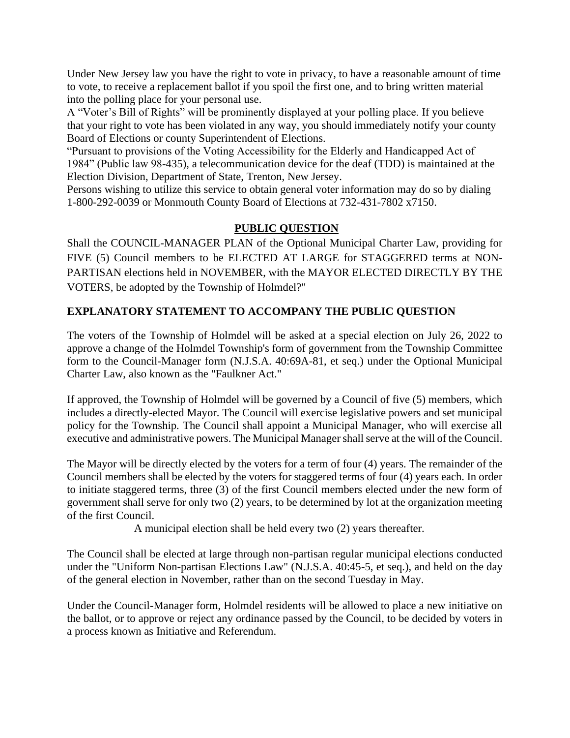Under New Jersey law you have the right to vote in privacy, to have a reasonable amount of time to vote, to receive a replacement ballot if you spoil the first one, and to bring written material into the polling place for your personal use.
A "Voter's Bill of Rights" will be prominently displayed at your polling place. If you believe that your right to vote has been violated in any way, you should immediately notify your county Board of Elections or county Superintendent of Elections.
"Pursuant to provisions of the Voting Accessibility for the Elderly and Handicapped Act of 1984" (Public law 98-435), a telecommunication device for the deaf (TDD) is maintained at the Election Division, Department of State, Trenton, New Jersey.
Persons wishing to utilize this service to obtain general voter information may do so by dialing 1-800-292-0039 or Monmouth County Board of Elections at 732-431-7802 x7150.

## PUBLIC QUESTION

Shall the COUNCIL-MANAGER PLAN of the Optional Municipal Charter Law, providing for FIVE (5) Council members to be ELECTED AT LARGE for STAGGERED terms at NON-PARTISAN elections held in NOVEMBER, with the MAYOR ELECTED DIRECTLY BY THE VOTERS, be adopted by the Township of Holmdel?"

## EXPLANATORY STATEMENT TO ACCOMPANY THE PUBLIC QUESTION

The voters of the Township of Holmdel will be asked at a special election on July 26, 2022 to approve a change of the Holmdel Township's form of government from the Township Committee form to the Council-Manager form (N.J.S.A. 40:69A-81, et seq.) under the Optional Municipal Charter Law, also known as the "Faulkner Act."

If approved, the Township of Holmdel will be governed by a Council of five (5) members, which includes a directly-elected Mayor. The Council will exercise legislative powers and set municipal policy for the Township. The Council shall appoint a Municipal Manager, who will exercise all executive and administrative powers. The Municipal Manager shall serve at the will of the Council.

The Mayor will be directly elected by the voters for a term of four (4) years. The remainder of the Council members shall be elected by the voters for staggered terms of four (4) years each. In order to initiate staggered terms, three (3) of the first Council members elected under the new form of government shall serve for only two (2) years, to be determined by lot at the organization meeting of the first Council.

A municipal election shall be held every two (2) years thereafter.

The Council shall be elected at large through non-partisan regular municipal elections conducted under the "Uniform Non-partisan Elections Law" (N.J.S.A. 40:45-5, et seq.), and held on the day of the general election in November, rather than on the second Tuesday in May.

Under the Council-Manager form, Holmdel residents will be allowed to place a new initiative on the ballot, or to approve or reject any ordinance passed by the Council, to be decided by voters in a process known as Initiative and Referendum.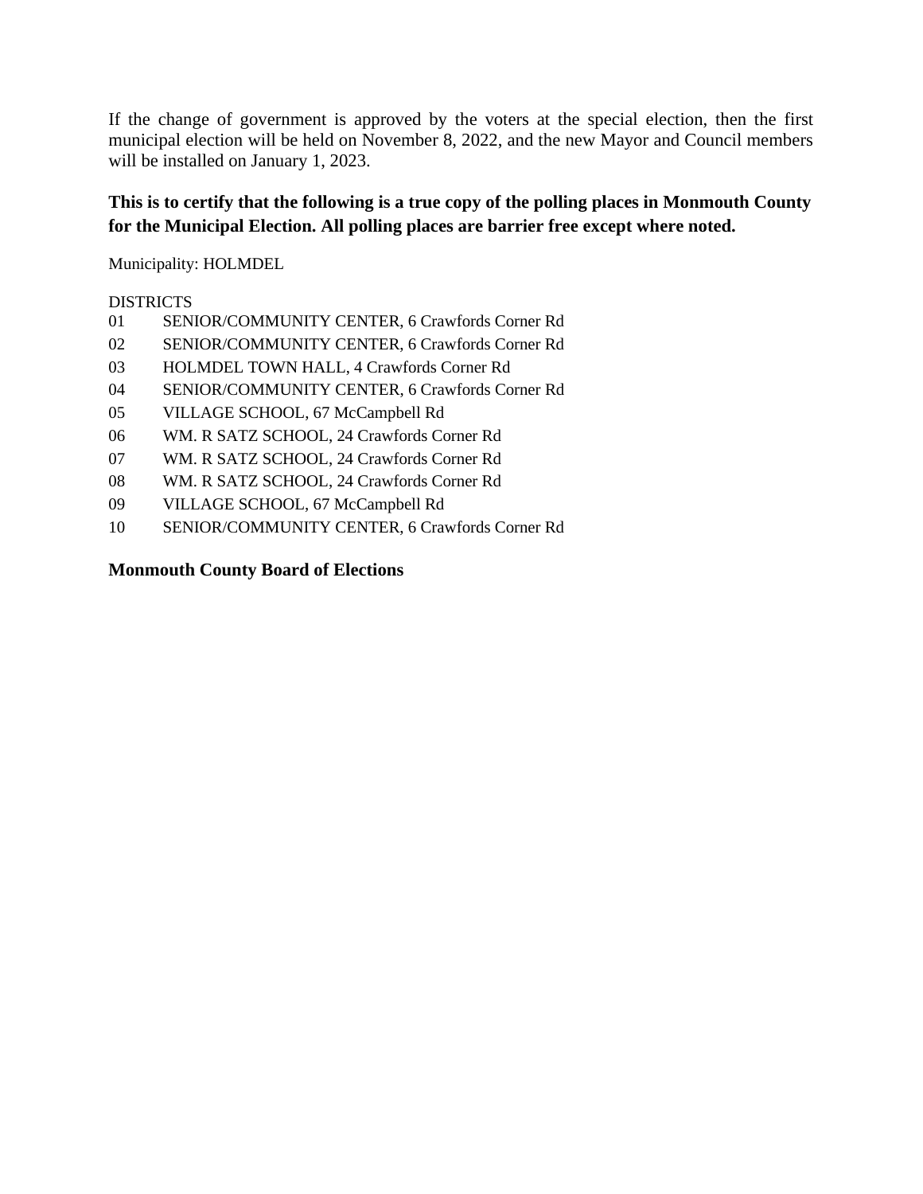If the change of government is approved by the voters at the special election, then the first municipal election will be held on November 8, 2022, and the new Mayor and Council members will be installed on January 1, 2023.

**This is to certify that the following is a true copy of the polling places in Monmouth County for the Municipal Election. All polling places are barrier free except where noted.**

Municipality: HOLMDEL

DISTRICTS

| | |
|---|---|
| 01 | SENIOR/COMMUNITY CENTER, 6 Crawfords Corner Rd |
| 02 | SENIOR/COMMUNITY CENTER, 6 Crawfords Corner Rd |
| 03 | HOLMDEL TOWN HALL, 4 Crawfords Corner Rd |
| 04 | SENIOR/COMMUNITY CENTER, 6 Crawfords Corner Rd |
| 05 | VILLAGE SCHOOL, 67 McCampbell Rd |
| 06 | WM. R SATZ SCHOOL, 24 Crawfords Corner Rd |
| 07 | WM. R SATZ SCHOOL, 24 Crawfords Corner Rd |
| 08 | WM. R SATZ SCHOOL, 24 Crawfords Corner Rd |
| 09 | VILLAGE SCHOOL, 67 McCampbell Rd |
| 10 | SENIOR/COMMUNITY CENTER, 6 Crawfords Corner Rd |

**Monmouth County Board of Elections**